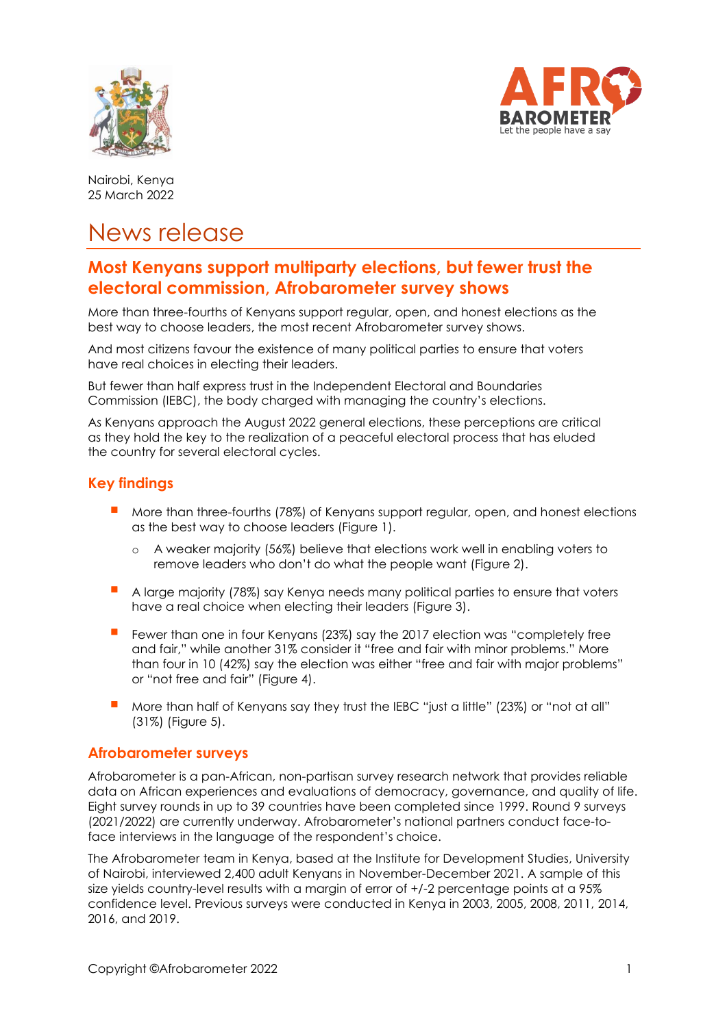Nairobi, Kenya
25 March 2022

# News release

## Most Kenyans support multiparty elections, but fewer trust the electoral commission, Afrobarometer survey shows

More than three-fourths of Kenyans support regular, open, and honest elections as the best way to choose leaders, the most recent Afrobarometer survey shows.

And most citizens favour the existence of many political parties to ensure that voters have real choices in electing their leaders.

But fewer than half express trust in the Independent Electoral and Boundaries Commission (IEBC), the body charged with managing the country's elections.

As Kenyans approach the August 2022 general elections, these perceptions are critical as they hold the key to the realization of a peaceful electoral process that has eluded the country for several electoral cycles.

### Key findings

- More than three-fourths (78%) of Kenyans support regular, open, and honest elections as the best way to choose leaders (Figure 1).
  - A weaker majority (56%) believe that elections work well in enabling voters to remove leaders who don't do what the people want (Figure 2).
- A large majority (78%) say Kenya needs many political parties to ensure that voters have a real choice when electing their leaders (Figure 3).
- Fewer than one in four Kenyans (23%) say the 2017 election was "completely free and fair," while another 31% consider it "free and fair with minor problems." More than four in 10 (42%) say the election was either "free and fair with major problems" or "not free and fair" (Figure 4).
- More than half of Kenyans say they trust the IEBC "just a little" (23%) or "not at all" (31%) (Figure 5).

### Afrobarometer surveys

Afrobarometer is a pan-African, non-partisan survey research network that provides reliable data on African experiences and evaluations of democracy, governance, and quality of life. Eight survey rounds in up to 39 countries have been completed since 1999. Round 9 surveys (2021/2022) are currently underway. Afrobarometer's national partners conduct face-to-face interviews in the language of the respondent's choice.

The Afrobarometer team in Kenya, based at the Institute for Development Studies, University of Nairobi, interviewed 2,400 adult Kenyans in November-December 2021. A sample of this size yields country-level results with a margin of error of +/-2 percentage points at a 95% confidence level. Previous surveys were conducted in Kenya in 2003, 2005, 2008, 2011, 2014, 2016, and 2019.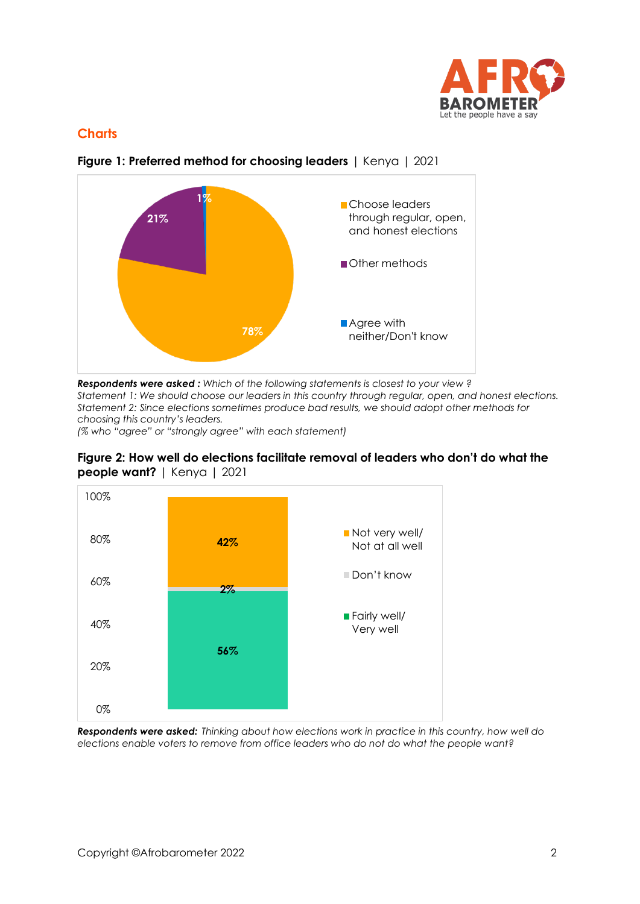## Charts

**Figure 1: Preferred method for choosing leaders** | Kenya | 2021

| Response | % |
|---|---|
| Choose leaders through regular, open, and honest elections | 78% |
| Other methods | 21% |
| Agree with neither/Don't know | 1% |

***Respondents were asked :*** *Which of the following statements is closest to your view ?*
*Statement 1: We should choose our leaders in this country through regular, open, and honest elections.*
*Statement 2: Since elections sometimes produce bad results, we should adopt other methods for choosing this country's leaders.*
*(% who "agree" or "strongly agree" with each statement)*

**Figure 2: How well do elections facilitate removal of leaders who don't do what the people want?** | Kenya | 2021

| Response | % |
|---|---|
| Not very well/ Not at all well | 42% |
| Don't know | 2% |
| Fairly well/ Very well | 56% |

***Respondents were asked:*** *Thinking about how elections work in practice in this country, how well do elections enable voters to remove from office leaders who do not do what the people want?*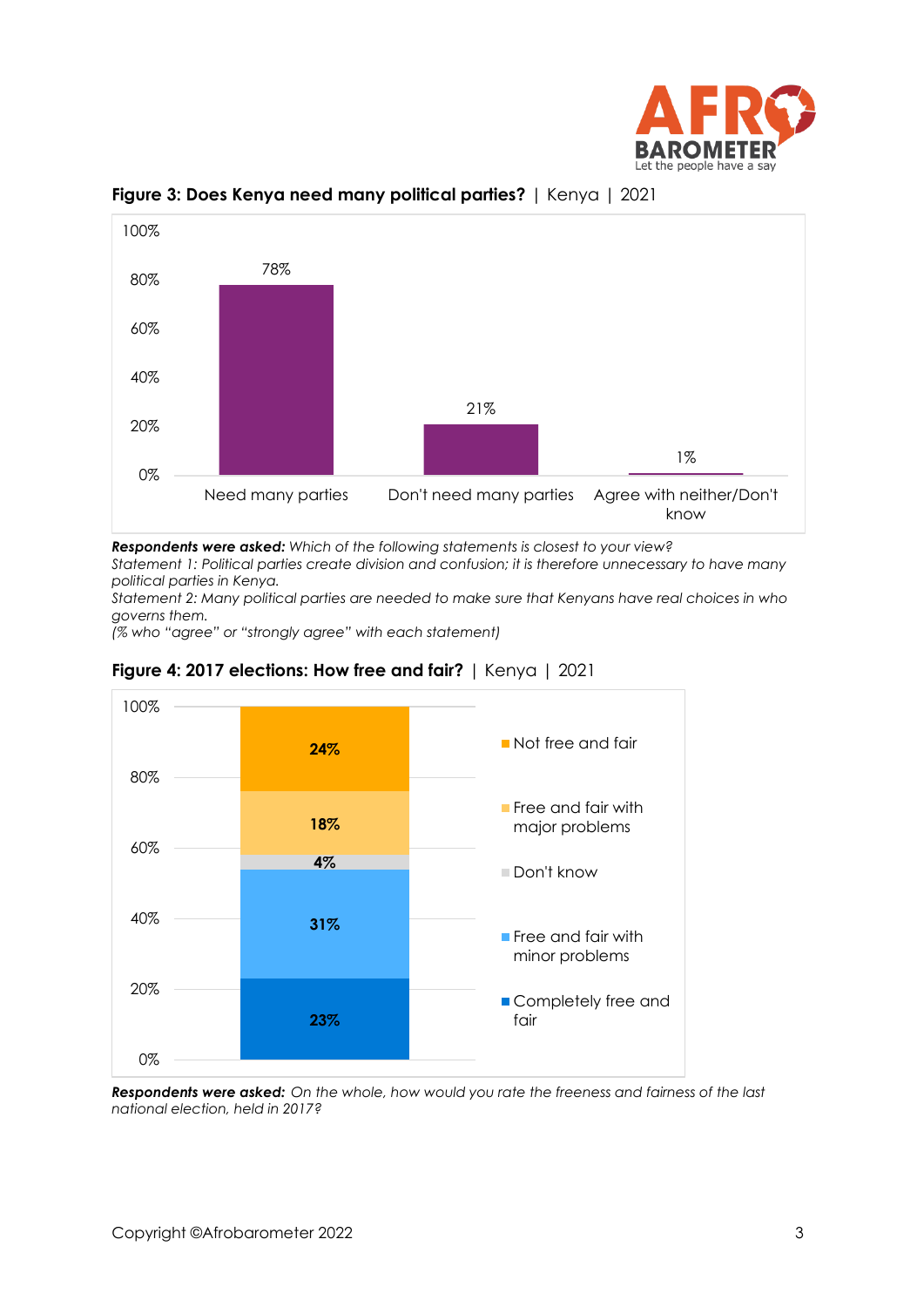**Figure 3: Does Kenya need many political parties?** | Kenya | 2021

| | % |
|---|---|
| Need many parties | 78% |
| Don't need many parties | 21% |
| Agree with neither/Don't know | 1% |

***Respondents were asked:*** *Which of the following statements is closest to your view?*
*Statement 1: Political parties create division and confusion; it is therefore unnecessary to have many political parties in Kenya.*
*Statement 2: Many political parties are needed to make sure that Kenyans have real choices in who governs them.*
*(% who "agree" or "strongly agree" with each statement)*

**Figure 4: 2017 elections: How free and fair?** | Kenya | 2021

| | % |
|---|---|
| Not free and fair | 24% |
| Free and fair with major problems | 18% |
| Don't know | 4% |
| Free and fair with minor problems | 31% |
| Completely free and fair | 23% |

***Respondents were asked:*** *On the whole, how would you rate the freeness and fairness of the last national election, held in 2017?*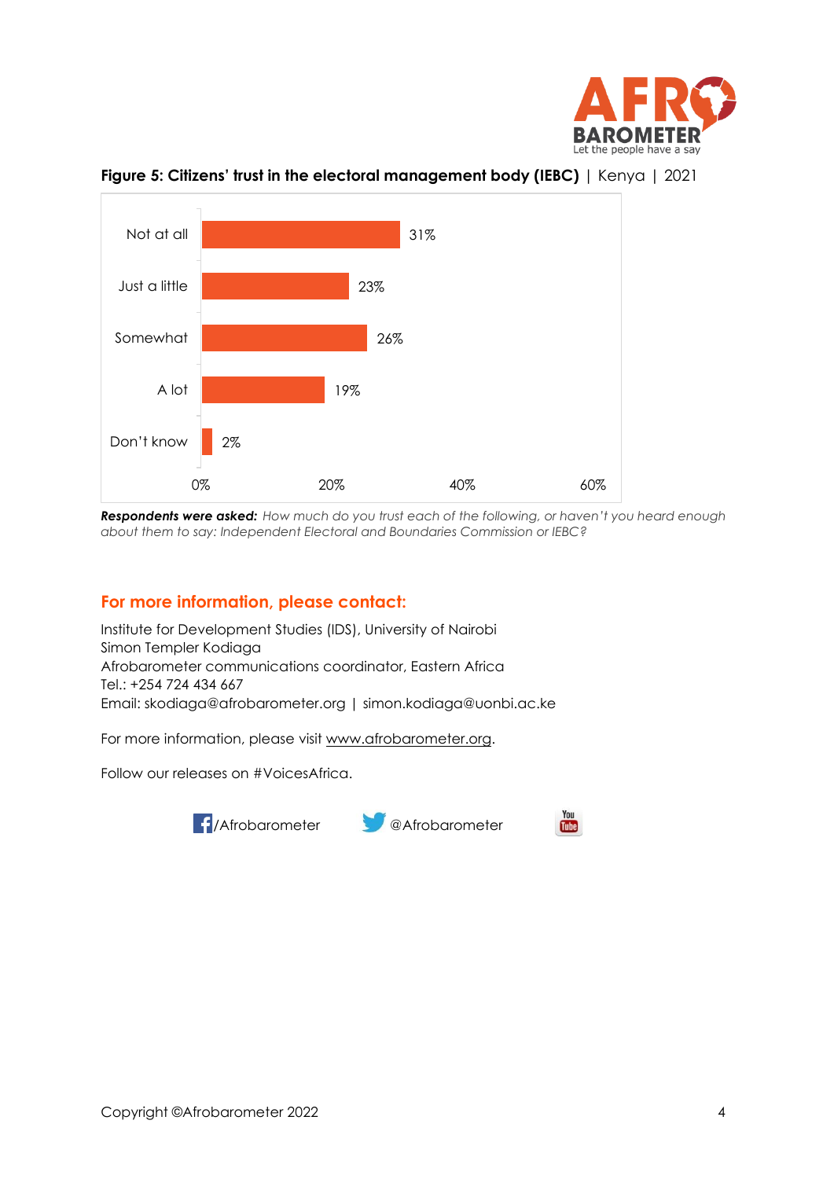**Figure 5: Citizens' trust in the electoral management body (IEBC)** | Kenya | 2021

Not at all
31%
Just a little
23%
Somewhat
26%
A lot
19%
Don't know
2%

0%
20%
40%
60%

***Respondents were asked:*** *How much do you trust each of the following, or haven't you heard enough about them to say: Independent Electoral and Boundaries Commission or IEBC?*

## For more information, please contact:

Institute for Development Studies (IDS), University of Nairobi
Simon Templer Kodiaga
Afrobarometer communications coordinator, Eastern Africa
Tel.: +254 724 434 667
Email: skodiaga@afrobarometer.org | simon.kodiaga@uonbi.ac.ke

For more information, please visit www.afrobarometer.org.

Follow our releases on #VoicesAfrica.

/Afrobarometer @Afrobarometer

Copyright ©Afrobarometer 2022